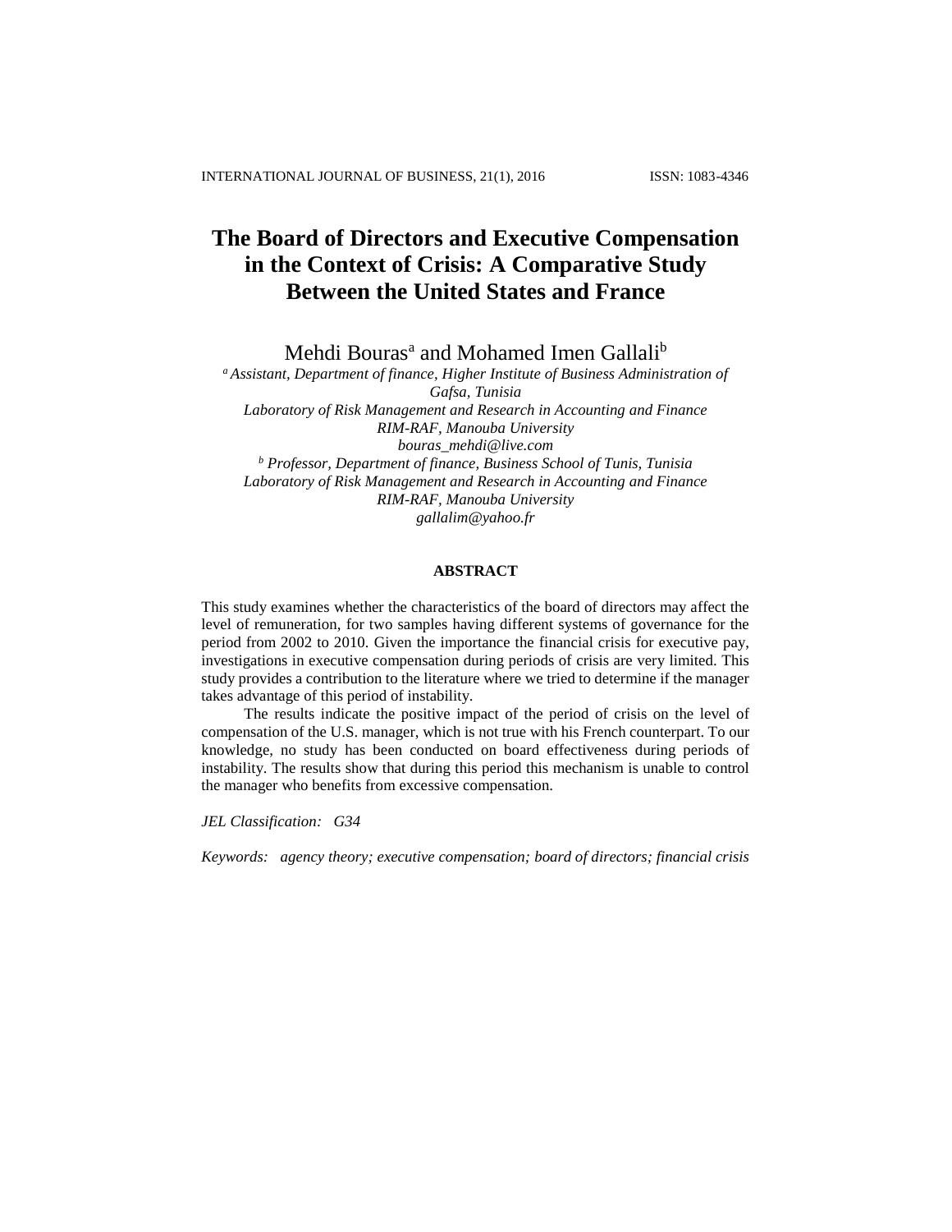# The Board of Directors and Executive Compensation in the Context of Crisis: A Comparative Study Between the United States and France

Mehdi Bouras[a] and Mohamed Imen Gallali[b]

[a] *Assistant, Department of finance, Higher Institute of Business Administration of Gafsa, Tunisia*
*Laboratory of Risk Management and Research in Accounting and Finance*
*RIM-RAF, Manouba University*
*bouras_mehdi@live.com*

[b] *Professor, Department of finance, Business School of Tunis, Tunisia*
*Laboratory of Risk Management and Research in Accounting and Finance*
*RIM-RAF, Manouba University*
*gallalim@yahoo.fr*

## ABSTRACT

This study examines whether the characteristics of the board of directors may affect the level of remuneration, for two samples having different systems of governance for the period from 2002 to 2010. Given the importance the financial crisis for executive pay, investigations in executive compensation during periods of crisis are very limited. This study provides a contribution to the literature where we tried to determine if the manager takes advantage of this period of instability.

The results indicate the positive impact of the period of crisis on the level of compensation of the U.S. manager, which is not true with his French counterpart. To our knowledge, no study has been conducted on board effectiveness during periods of instability. The results show that during this period this mechanism is unable to control the manager who benefits from excessive compensation.

*JEL Classification:* *G34*

*Keywords:* *agency theory; executive compensation; board of directors; financial crisis*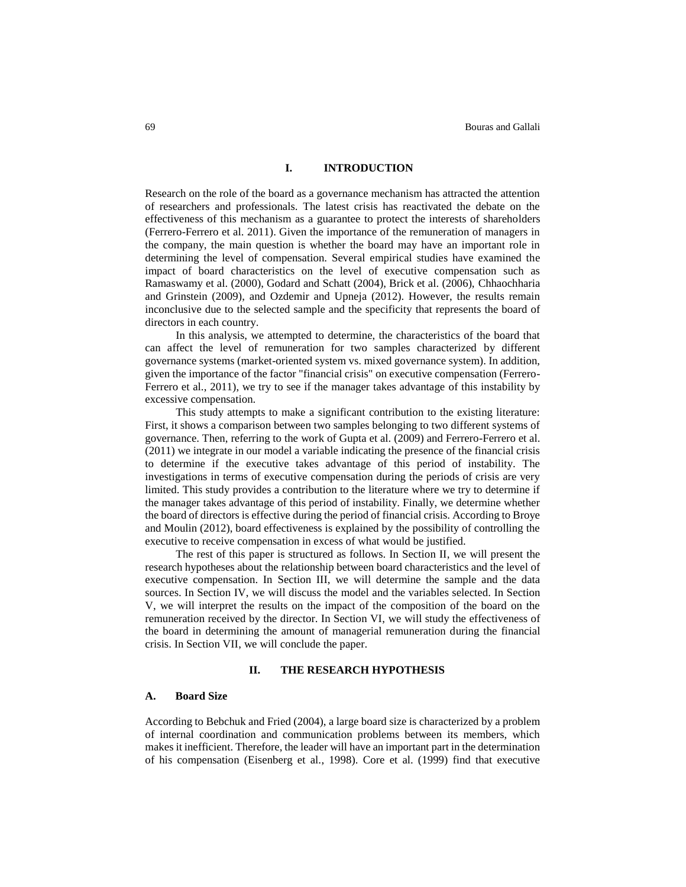## I. INTRODUCTION

Research on the role of the board as a governance mechanism has attracted the attention of researchers and professionals. The latest crisis has reactivated the debate on the effectiveness of this mechanism as a guarantee to protect the interests of shareholders (Ferrero-Ferrero et al. 2011). Given the importance of the remuneration of managers in the company, the main question is whether the board may have an important role in determining the level of compensation. Several empirical studies have examined the impact of board characteristics on the level of executive compensation such as Ramaswamy et al. (2000), Godard and Schatt (2004), Brick et al. (2006), Chhaochharia and Grinstein (2009), and Ozdemir and Upneja (2012). However, the results remain inconclusive due to the selected sample and the specificity that represents the board of directors in each country.

In this analysis, we attempted to determine, the characteristics of the board that can affect the level of remuneration for two samples characterized by different governance systems (market-oriented system vs. mixed governance system). In addition, given the importance of the factor "financial crisis" on executive compensation (Ferrero-Ferrero et al., 2011), we try to see if the manager takes advantage of this instability by excessive compensation.

This study attempts to make a significant contribution to the existing literature: First, it shows a comparison between two samples belonging to two different systems of governance. Then, referring to the work of Gupta et al. (2009) and Ferrero-Ferrero et al. (2011) we integrate in our model a variable indicating the presence of the financial crisis to determine if the executive takes advantage of this period of instability. The investigations in terms of executive compensation during the periods of crisis are very limited. This study provides a contribution to the literature where we try to determine if the manager takes advantage of this period of instability. Finally, we determine whether the board of directors is effective during the period of financial crisis. According to Broye and Moulin (2012), board effectiveness is explained by the possibility of controlling the executive to receive compensation in excess of what would be justified.

The rest of this paper is structured as follows. In Section II, we will present the research hypotheses about the relationship between board characteristics and the level of executive compensation. In Section III, we will determine the sample and the data sources. In Section IV, we will discuss the model and the variables selected. In Section V, we will interpret the results on the impact of the composition of the board on the remuneration received by the director. In Section VI, we will study the effectiveness of the board in determining the amount of managerial remuneration during the financial crisis. In Section VII, we will conclude the paper.

## II. THE RESEARCH HYPOTHESIS

### A. Board Size

According to Bebchuk and Fried (2004), a large board size is characterized by a problem of internal coordination and communication problems between its members, which makes it inefficient. Therefore, the leader will have an important part in the determination of his compensation (Eisenberg et al., 1998). Core et al. (1999) find that executive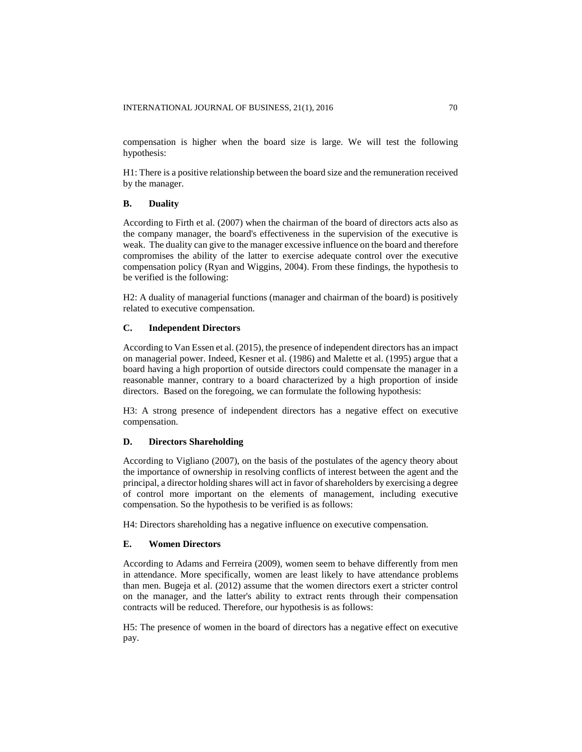compensation is higher when the board size is large. We will test the following hypothesis:

H1: There is a positive relationship between the board size and the remuneration received by the manager.

### B. Duality

According to Firth et al. (2007) when the chairman of the board of directors acts also as the company manager, the board's effectiveness in the supervision of the executive is weak. The duality can give to the manager excessive influence on the board and therefore compromises the ability of the latter to exercise adequate control over the executive compensation policy (Ryan and Wiggins, 2004). From these findings, the hypothesis to be verified is the following:

H2: A duality of managerial functions (manager and chairman of the board) is positively related to executive compensation.

### C. Independent Directors

According to Van Essen et al. (2015), the presence of independent directors has an impact on managerial power. Indeed, Kesner et al. (1986) and Malette et al. (1995) argue that a board having a high proportion of outside directors could compensate the manager in a reasonable manner, contrary to a board characterized by a high proportion of inside directors. Based on the foregoing, we can formulate the following hypothesis:

H3: A strong presence of independent directors has a negative effect on executive compensation.

### D. Directors Shareholding

According to Vigliano (2007), on the basis of the postulates of the agency theory about the importance of ownership in resolving conflicts of interest between the agent and the principal, a director holding shares will act in favor of shareholders by exercising a degree of control more important on the elements of management, including executive compensation. So the hypothesis to be verified is as follows:

H4: Directors shareholding has a negative influence on executive compensation.

### E. Women Directors

According to Adams and Ferreira (2009), women seem to behave differently from men in attendance. More specifically, women are least likely to have attendance problems than men. Bugeja et al. (2012) assume that the women directors exert a stricter control on the manager, and the latter's ability to extract rents through their compensation contracts will be reduced. Therefore, our hypothesis is as follows:

H5: The presence of women in the board of directors has a negative effect on executive pay.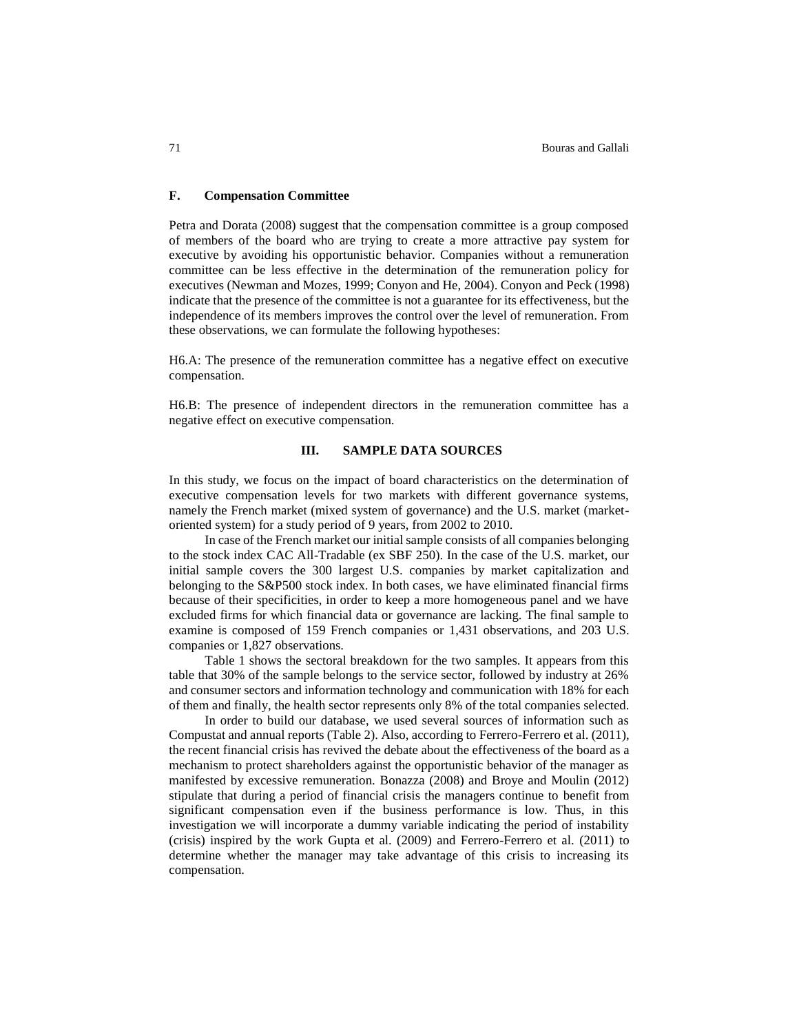### F. Compensation Committee

Petra and Dorata (2008) suggest that the compensation committee is a group composed of members of the board who are trying to create a more attractive pay system for executive by avoiding his opportunistic behavior. Companies without a remuneration committee can be less effective in the determination of the remuneration policy for executives (Newman and Mozes, 1999; Conyon and He, 2004). Conyon and Peck (1998) indicate that the presence of the committee is not a guarantee for its effectiveness, but the independence of its members improves the control over the level of remuneration. From these observations, we can formulate the following hypotheses:

H6.A: The presence of the remuneration committee has a negative effect on executive compensation.

H6.B: The presence of independent directors in the remuneration committee has a negative effect on executive compensation.

## III. SAMPLE DATA SOURCES

In this study, we focus on the impact of board characteristics on the determination of executive compensation levels for two markets with different governance systems, namely the French market (mixed system of governance) and the U.S. market (market-oriented system) for a study period of 9 years, from 2002 to 2010.

In case of the French market our initial sample consists of all companies belonging to the stock index CAC All-Tradable (ex SBF 250). In the case of the U.S. market, our initial sample covers the 300 largest U.S. companies by market capitalization and belonging to the S&P500 stock index. In both cases, we have eliminated financial firms because of their specificities, in order to keep a more homogeneous panel and we have excluded firms for which financial data or governance are lacking. The final sample to examine is composed of 159 French companies or 1,431 observations, and 203 U.S. companies or 1,827 observations.

Table 1 shows the sectoral breakdown for the two samples. It appears from this table that 30% of the sample belongs to the service sector, followed by industry at 26% and consumer sectors and information technology and communication with 18% for each of them and finally, the health sector represents only 8% of the total companies selected.

In order to build our database, we used several sources of information such as Compustat and annual reports (Table 2). Also, according to Ferrero-Ferrero et al. (2011), the recent financial crisis has revived the debate about the effectiveness of the board as a mechanism to protect shareholders against the opportunistic behavior of the manager as manifested by excessive remuneration. Bonazza (2008) and Broye and Moulin (2012) stipulate that during a period of financial crisis the managers continue to benefit from significant compensation even if the business performance is low. Thus, in this investigation we will incorporate a dummy variable indicating the period of instability (crisis) inspired by the work Gupta et al. (2009) and Ferrero-Ferrero et al. (2011) to determine whether the manager may take advantage of this crisis to increasing its compensation.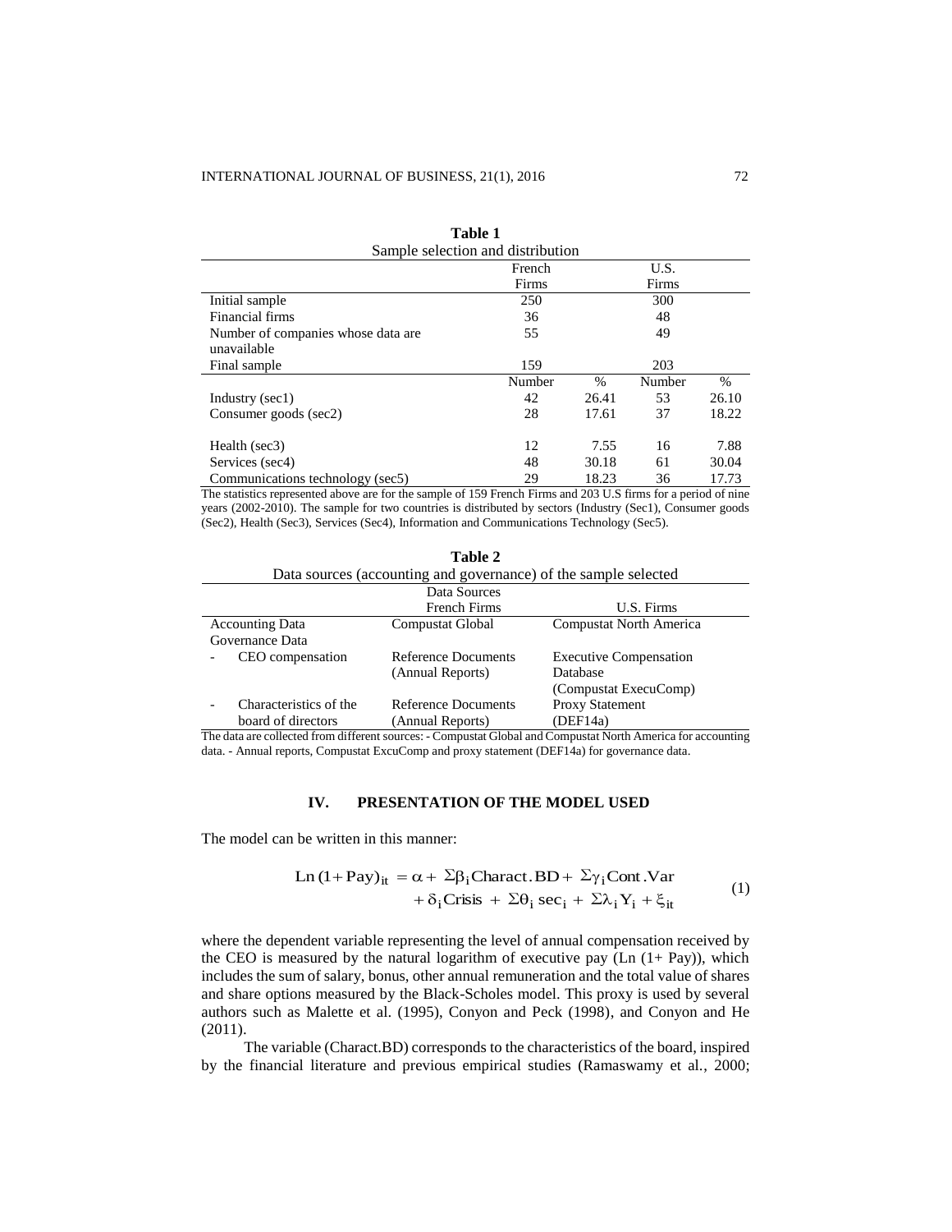**Table 1**
Sample selection and distribution

| | French Firms | | U.S. Firms | |
|---|---|---|---|---|
| Initial sample | 250 | | 300 | |
| Financial firms | 36 | | 48 | |
| Number of companies whose data are unavailable | 55 | | 49 | |
| Final sample | 159 | | 203 | |
| | Number | % | Number | % |
| Industry (sec1) | 42 | 26.41 | 53 | 26.10 |
| Consumer goods (sec2) | 28 | 17.61 | 37 | 18.22 |
| Health (sec3) | 12 | 7.55 | 16 | 7.88 |
| Services (sec4) | 48 | 30.18 | 61 | 30.04 |
| Communications technology (sec5) | 29 | 18.23 | 36 | 17.73 |

The statistics represented above are for the sample of 159 French Firms and 203 U.S firms for a period of nine years (2002-2010). The sample for two countries is distributed by sectors (Industry (Sec1), Consumer goods (Sec2), Health (Sec3), Services (Sec4), Information and Communications Technology (Sec5).

**Table 2**
Data sources (accounting and governance) of the sample selected

| | Data Sources French Firms | U.S. Firms |
|---|---|---|
| Accounting Data | Compustat Global | Compustat North America |
| Governance Data | | |
| - CEO compensation | Reference Documents (Annual Reports) | Executive Compensation Database (Compustat ExecuComp) |
| - Characteristics of the board of directors | Reference Documents (Annual Reports) | Proxy Statement (DEF14a) |

The data are collected from different sources: - Compustat Global and Compustat North America for accounting data. - Annual reports, Compustat ExcuComp and proxy statement (DEF14a) for governance data.

## IV. PRESENTATION OF THE MODEL USED

The model can be written in this manner:

$$\text{Ln}\,(1+\text{Pay})_{it} = \alpha + \Sigma\beta_i \text{Charact.BD} + \Sigma\gamma_i \text{Cont.Var} + \delta_i \text{Crisis} + \Sigma\theta_i \sec_i + \Sigma\lambda_i Y_i + \xi_{it} \tag{1}$$

where the dependent variable representing the level of annual compensation received by the CEO is measured by the natural logarithm of executive pay (Ln (1+ Pay)), which includes the sum of salary, bonus, other annual remuneration and the total value of shares and share options measured by the Black-Scholes model. This proxy is used by several authors such as Malette et al. (1995), Conyon and Peck (1998), and Conyon and He (2011).

The variable (Charact.BD) corresponds to the characteristics of the board, inspired by the financial literature and previous empirical studies (Ramaswamy et al., 2000;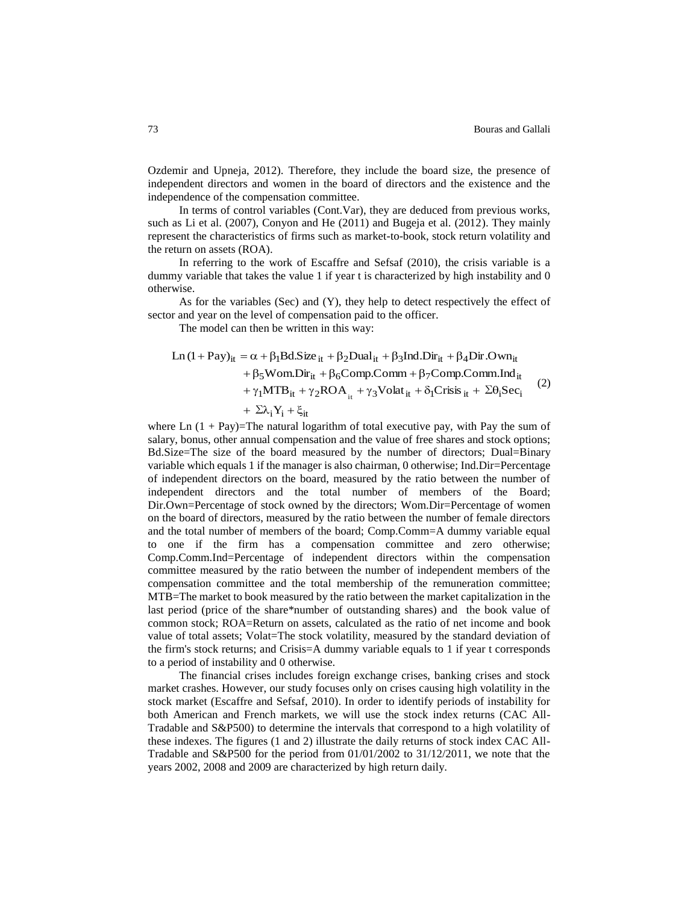Ozdemir and Upneja, 2012). Therefore, they include the board size, the presence of independent directors and women in the board of directors and the existence and the independence of the compensation committee.

In terms of control variables (Cont.Var), they are deduced from previous works, such as Li et al. (2007), Conyon and He (2011) and Bugeja et al. (2012). They mainly represent the characteristics of firms such as market-to-book, stock return volatility and the return on assets (ROA).

In referring to the work of Escaffre and Sefsaf (2010), the crisis variable is a dummy variable that takes the value 1 if year t is characterized by high instability and 0 otherwise.

As for the variables (Sec) and (Y), they help to detect respectively the effect of sector and year on the level of compensation paid to the officer.

The model can then be written in this way:

$$
\begin{aligned}
\text{Ln}\,(1+\text{Pay})_{it} &= \alpha + \beta_1 \text{Bd.Size}_{it} + \beta_2 \text{Dual}_{it} + \beta_3 \text{Ind.Dir}_{it} + \beta_4 \text{Dir.Own}_{it} \\
&+ \beta_5 \text{Wom.Dir}_{it} + \beta_6 \text{Comp.Comm} + \beta_7 \text{Comp.Comm.Ind}_{it} \\
&+ \gamma_1 \text{MTB}_{it} + \gamma_2 \text{ROA}_{it} + \gamma_3 \text{Volat}_{it} + \delta_1 \text{Crisis}_{it} + \Sigma\theta_i \text{Sec}_i \\
&+ \Sigma\lambda_i \text{Y}_i + \xi_{it}
\end{aligned}
\qquad (2)
$$

where Ln (1 + Pay)=The natural logarithm of total executive pay, with Pay the sum of salary, bonus, other annual compensation and the value of free shares and stock options; Bd.Size=The size of the board measured by the number of directors; Dual=Binary variable which equals 1 if the manager is also chairman, 0 otherwise; Ind.Dir=Percentage of independent directors on the board, measured by the ratio between the number of independent directors and the total number of members of the Board; Dir.Own=Percentage of stock owned by the directors; Wom.Dir=Percentage of women on the board of directors, measured by the ratio between the number of female directors and the total number of members of the board; Comp.Comm=A dummy variable equal to one if the firm has a compensation committee and zero otherwise; Comp.Comm.Ind=Percentage of independent directors within the compensation committee measured by the ratio between the number of independent members of the compensation committee and the total membership of the remuneration committee; MTB=The market to book measured by the ratio between the market capitalization in the last period (price of the share*number of outstanding shares) and the book value of common stock; ROA=Return on assets, calculated as the ratio of net income and book value of total assets; Volat=The stock volatility, measured by the standard deviation of the firm's stock returns; and Crisis=A dummy variable equals to 1 if year t corresponds to a period of instability and 0 otherwise.

The financial crises includes foreign exchange crises, banking crises and stock market crashes. However, our study focuses only on crises causing high volatility in the stock market (Escaffre and Sefsaf, 2010). In order to identify periods of instability for both American and French markets, we will use the stock index returns (CAC All-Tradable and S&P500) to determine the intervals that correspond to a high volatility of these indexes. The figures (1 and 2) illustrate the daily returns of stock index CAC All-Tradable and S&P500 for the period from 01/01/2002 to 31/12/2011, we note that the years 2002, 2008 and 2009 are characterized by high return daily.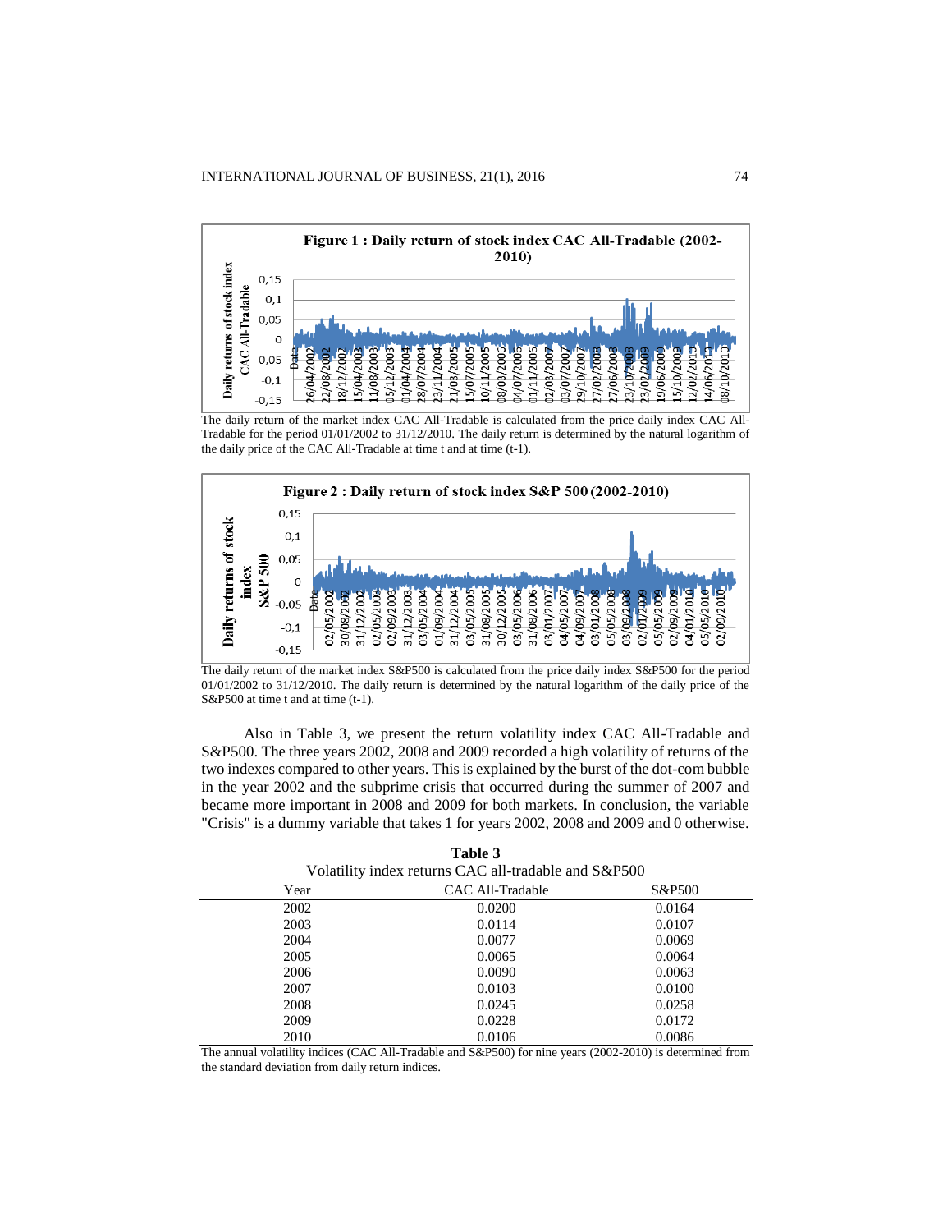**Figure 1 : Daily return of stock index CAC All-Tradable (2002-2010)**

The daily return of the market index CAC All-Tradable is calculated from the price daily index CAC All-Tradable for the period 01/01/2002 to 31/12/2010. The daily return is determined by the natural logarithm of the daily price of the CAC All-Tradable at time t and at time (t-1).

**Figure 2 : Daily return of stock index S&P 500 (2002-2010)**

The daily return of the market index S&P500 is calculated from the price daily index S&P500 for the period 01/01/2002 to 31/12/2010. The daily return is determined by the natural logarithm of the daily price of the S&P500 at time t and at time (t-1).

Also in Table 3, we present the return volatility index CAC All-Tradable and S&P500. The three years 2002, 2008 and 2009 recorded a high volatility of returns of the two indexes compared to other years. This is explained by the burst of the dot-com bubble in the year 2002 and the subprime crisis that occurred during the summer of 2007 and became more important in 2008 and 2009 for both markets. In conclusion, the variable "Crisis" is a dummy variable that takes 1 for years 2002, 2008 and 2009 and 0 otherwise.

**Table 3**

Volatility index returns CAC all-tradable and S&P500

| Year | CAC All-Tradable | S&P500 |
|---|---|---|
| 2002 | 0.0200 | 0.0164 |
| 2003 | 0.0114 | 0.0107 |
| 2004 | 0.0077 | 0.0069 |
| 2005 | 0.0065 | 0.0064 |
| 2006 | 0.0090 | 0.0063 |
| 2007 | 0.0103 | 0.0100 |
| 2008 | 0.0245 | 0.0258 |
| 2009 | 0.0228 | 0.0172 |
| 2010 | 0.0106 | 0.0086 |

The annual volatility indices (CAC All-Tradable and S&P500) for nine years (2002-2010) is determined from the standard deviation from daily return indices.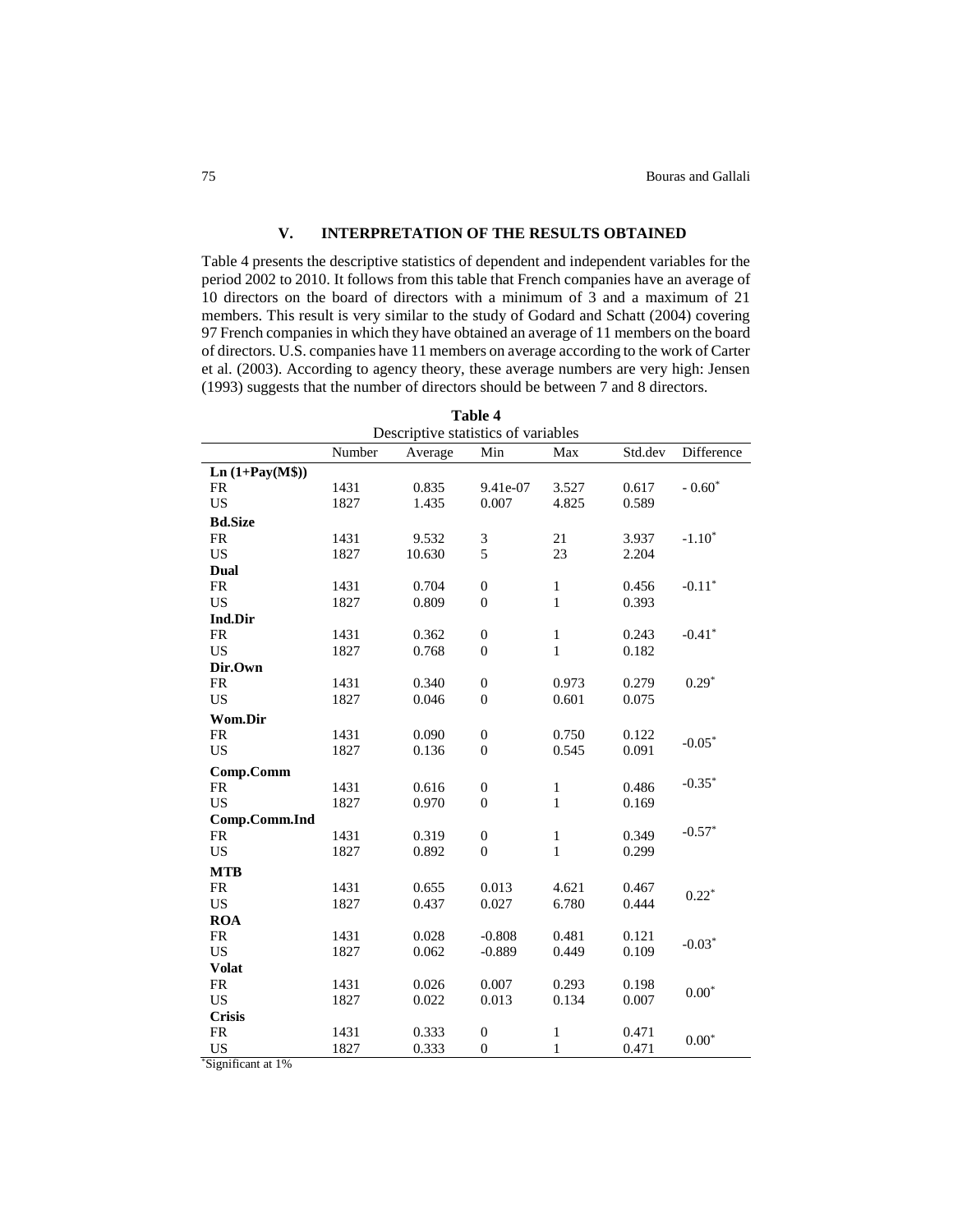## V. INTERPRETATION OF THE RESULTS OBTAINED

Table 4 presents the descriptive statistics of dependent and independent variables for the period 2002 to 2010. It follows from this table that French companies have an average of 10 directors on the board of directors with a minimum of 3 and a maximum of 21 members. This result is very similar to the study of Godard and Schatt (2004) covering 97 French companies in which they have obtained an average of 11 members on the board of directors. U.S. companies have 11 members on average according to the work of Carter et al. (2003). According to agency theory, these average numbers are very high: Jensen (1993) suggests that the number of directors should be between 7 and 8 directors.

**Table 4**

Descriptive statistics of variables

| | Number | Average | Min | Max | Std.dev | Difference |
|---|---|---|---|---|---|---|
| **Ln (1+Pay(M$))** | | | | | | |
| FR | 1431 | 0.835 | 9.41e-07 | 3.527 | 0.617 | - 0.60* |
| US | 1827 | 1.435 | 0.007 | 4.825 | 0.589 | |
| **Bd.Size** | | | | | | |
| FR | 1431 | 9.532 | 3 | 21 | 3.937 | -1.10* |
| US | 1827 | 10.630 | 5 | 23 | 2.204 | |
| **Dual** | | | | | | |
| FR | 1431 | 0.704 | 0 | 1 | 0.456 | -0.11* |
| US | 1827 | 0.809 | 0 | 1 | 0.393 | |
| **Ind.Dir** | | | | | | |
| FR | 1431 | 0.362 | 0 | 1 | 0.243 | -0.41* |
| US | 1827 | 0.768 | 0 | 1 | 0.182 | |
| **Dir.Own** | | | | | | |
| FR | 1431 | 0.340 | 0 | 0.973 | 0.279 | 0.29* |
| US | 1827 | 0.046 | 0 | 0.601 | 0.075 | |
| **Wom.Dir** | | | | | | |
| FR | 1431 | 0.090 | 0 | 0.750 | 0.122 | -0.05* |
| US | 1827 | 0.136 | 0 | 0.545 | 0.091 | |
| **Comp.Comm** | | | | | | |
| FR | 1431 | 0.616 | 0 | 1 | 0.486 | -0.35* |
| US | 1827 | 0.970 | 0 | 1 | 0.169 | |
| **Comp.Comm.Ind** | | | | | | |
| FR | 1431 | 0.319 | 0 | 1 | 0.349 | -0.57* |
| US | 1827 | 0.892 | 0 | 1 | 0.299 | |
| **MTB** | | | | | | |
| FR | 1431 | 0.655 | 0.013 | 4.621 | 0.467 | 0.22* |
| US | 1827 | 0.437 | 0.027 | 6.780 | 0.444 | |
| **ROA** | | | | | | |
| FR | 1431 | 0.028 | -0.808 | 0.481 | 0.121 | -0.03* |
| US | 1827 | 0.062 | -0.889 | 0.449 | 0.109 | |
| **Volat** | | | | | | |
| FR | 1431 | 0.026 | 0.007 | 0.293 | 0.198 | 0.00* |
| US | 1827 | 0.022 | 0.013 | 0.134 | 0.007 | |
| **Crisis** | | | | | | |
| FR | 1431 | 0.333 | 0 | 1 | 0.471 | 0.00* |
| US | 1827 | 0.333 | 0 | 1 | 0.471 | |

*Significant at 1%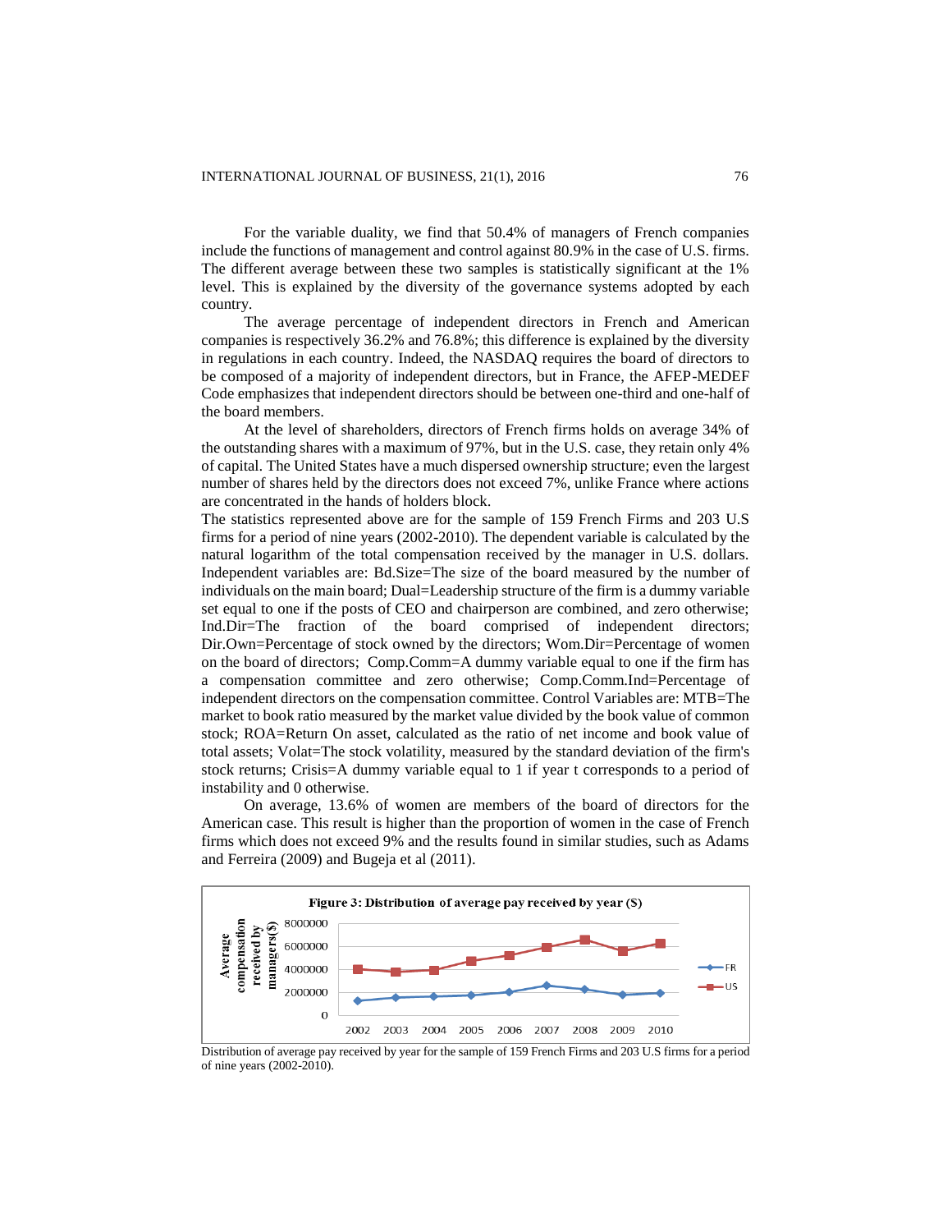For the variable duality, we find that 50.4% of managers of French companies include the functions of management and control against 80.9% in the case of U.S. firms. The different average between these two samples is statistically significant at the 1% level. This is explained by the diversity of the governance systems adopted by each country.

The average percentage of independent directors in French and American companies is respectively 36.2% and 76.8%; this difference is explained by the diversity in regulations in each country. Indeed, the NASDAQ requires the board of directors to be composed of a majority of independent directors, but in France, the AFEP-MEDEF Code emphasizes that independent directors should be between one-third and one-half of the board members.

At the level of shareholders, directors of French firms holds on average 34% of the outstanding shares with a maximum of 97%, but in the U.S. case, they retain only 4% of capital. The United States have a much dispersed ownership structure; even the largest number of shares held by the directors does not exceed 7%, unlike France where actions are concentrated in the hands of holders block.

The statistics represented above are for the sample of 159 French Firms and 203 U.S firms for a period of nine years (2002-2010). The dependent variable is calculated by the natural logarithm of the total compensation received by the manager in U.S. dollars. Independent variables are: Bd.Size=The size of the board measured by the number of individuals on the main board; Dual=Leadership structure of the firm is a dummy variable set equal to one if the posts of CEO and chairperson are combined, and zero otherwise; Ind.Dir=The fraction of the board comprised of independent directors; Dir.Own=Percentage of stock owned by the directors; Wom.Dir=Percentage of women on the board of directors; Comp.Comm=A dummy variable equal to one if the firm has a compensation committee and zero otherwise; Comp.Comm.Ind=Percentage of independent directors on the compensation committee. Control Variables are: MTB=The market to book ratio measured by the market value divided by the book value of common stock; ROA=Return On asset, calculated as the ratio of net income and book value of total assets; Volat=The stock volatility, measured by the standard deviation of the firm's stock returns; Crisis=A dummy variable equal to 1 if year t corresponds to a period of instability and 0 otherwise.

On average, 13.6% of women are members of the board of directors for the American case. This result is higher than the proportion of women in the case of French firms which does not exceed 9% and the results found in similar studies, such as Adams and Ferreira (2009) and Bugeja et al (2011).

**Figure 3: Distribution of average pay received by year ($)**

Distribution of average pay received by year for the sample of 159 French Firms and 203 U.S firms for a period of nine years (2002-2010).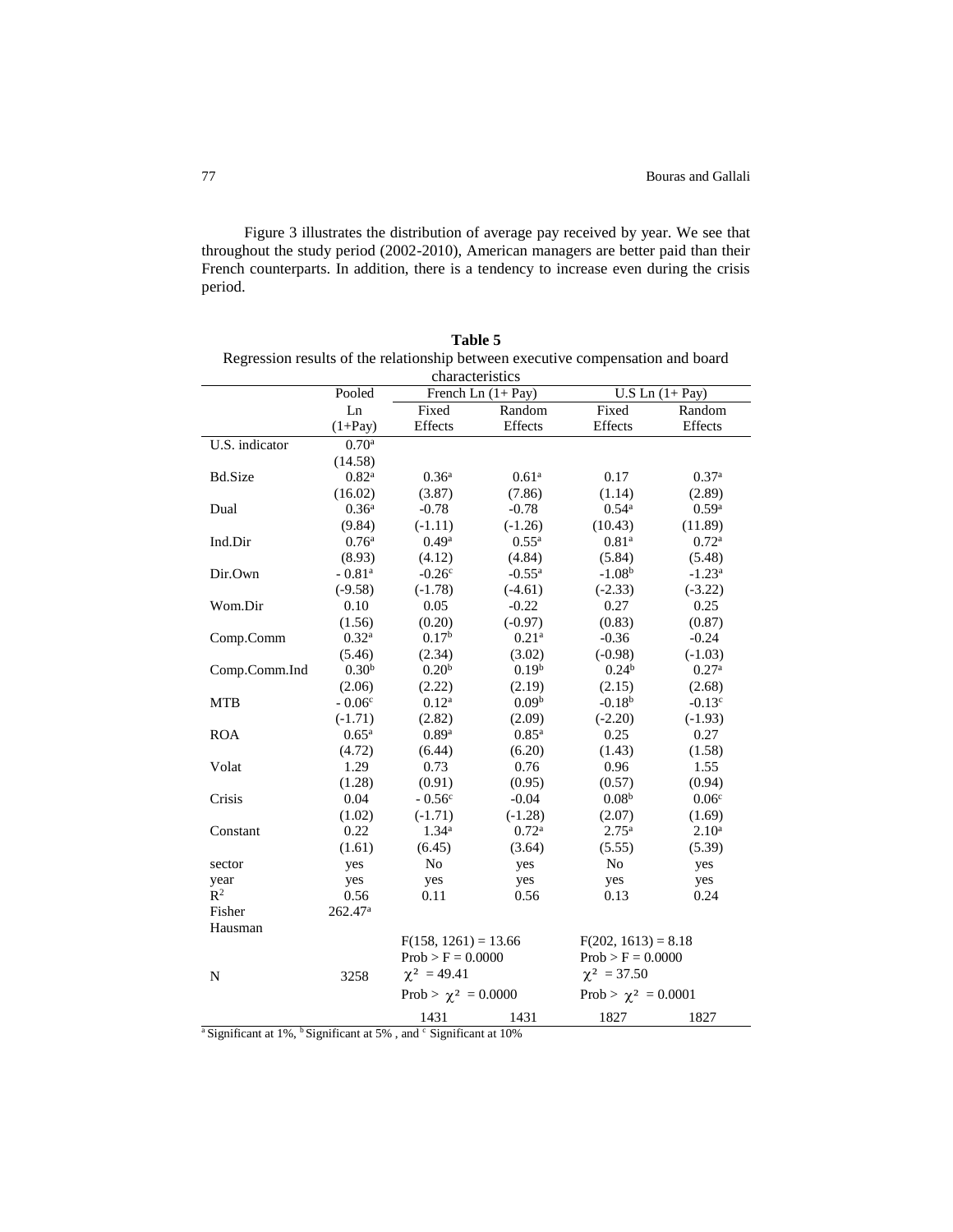Figure 3 illustrates the distribution of average pay received by year. We see that throughout the study period (2002-2010), American managers are better paid than their French counterparts. In addition, there is a tendency to increase even during the crisis period.

**Table 5**
Regression results of the relationship between executive compensation and board characteristics

| | Pooled | French Ln (1+ Pay) | | U.S Ln (1+ Pay) | |
|---|---|---|---|---|---|
| | Ln (1+Pay) | Fixed Effects | Random Effects | Fixed Effects | Random Effects |
| U.S. indicator | 0.70[a] | | | | |
| | (14.58) | | | | |
| Bd.Size | 0.82[a] | 0.36[a] | 0.61[a] | 0.17 | 0.37[a] |
| | (16.02) | (3.87) | (7.86) | (1.14) | (2.89) |
| Dual | 0.36[a] | -0.78 | -0.78 | 0.54[a] | 0.59[a] |
| | (9.84) | (-1.11) | (-1.26) | (10.43) | (11.89) |
| Ind.Dir | 0.76[a] | 0.49[a] | 0.55[a] | 0.81[a] | 0.72[a] |
| | (8.93) | (4.12) | (4.84) | (5.84) | (5.48) |
| Dir.Own | - 0.81[a] | -0.26[c] | -0.55[a] | -1.08[b] | -1.23[a] |
| | (-9.58) | (-1.78) | (-4.61) | (-2.33) | (-3.22) |
| Wom.Dir | 0.10 | 0.05 | -0.22 | 0.27 | 0.25 |
| | (1.56) | (0.20) | (-0.97) | (0.83) | (0.87) |
| Comp.Comm | 0.32[a] | 0.17[b] | 0.21[a] | -0.36 | -0.24 |
| | (5.46) | (2.34) | (3.02) | (-0.98) | (-1.03) |
| Comp.Comm.Ind | 0.30[b] | 0.20[b] | 0.19[b] | 0.24[b] | 0.27[a] |
| | (2.06) | (2.22) | (2.19) | (2.15) | (2.68) |
| MTB | - 0.06[c] | 0.12[a] | 0.09[b] | -0.18[b] | -0.13[c] |
| | (-1.71) | (2.82) | (2.09) | (-2.20) | (-1.93) |
| ROA | 0.65[a] | 0.89[a] | 0.85[a] | 0.25 | 0.27 |
| | (4.72) | (6.44) | (6.20) | (1.43) | (1.58) |
| Volat | 1.29 | 0.73 | 0.76 | 0.96 | 1.55 |
| | (1.28) | (0.91) | (0.95) | (0.57) | (0.94) |
| Crisis | 0.04 | - 0.56[c] | -0.04 | 0.08[b] | 0.06[c] |
| | (1.02) | (-1.71) | (-1.28) | (2.07) | (1.69) |
| Constant | 0.22 | 1.34[a] | 0.72[a] | 2.75[a] | 2.10[a] |
| | (1.61) | (6.45) | (3.64) | (5.55) | (5.39) |
| sector | yes | No | yes | No | yes |
| year | yes | yes | yes | yes | yes |
| $R^2$ | 0.56 | 0.11 | 0.56 | 0.13 | 0.24 |
| Fisher | 262.47[a] | | | | |
| Hausman | | $F(158, 1261) = 13.66$ <br> $Prob > F = 0.0000$ <br> $\chi^2 = 49.41$ <br> $Prob > \chi^2 = 0.0000$ | | $F(202, 1613) = 8.18$ <br> $Prob > F = 0.0000$ <br> $\chi^2 = 37.50$ <br> $Prob > \chi^2 = 0.0001$ | |
| N | 3258 | 1431 | 1431 | 1827 | 1827 |

[a] Significant at 1%, [b] Significant at 5% , and [c] Significant at 10%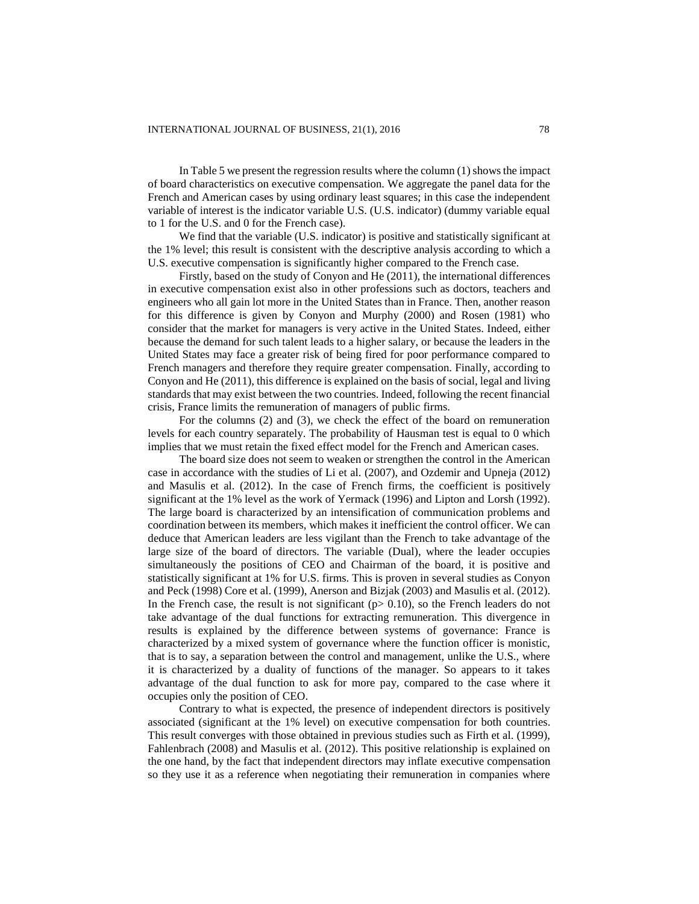In Table 5 we present the regression results where the column (1) shows the impact of board characteristics on executive compensation. We aggregate the panel data for the French and American cases by using ordinary least squares; in this case the independent variable of interest is the indicator variable U.S. (U.S. indicator) (dummy variable equal to 1 for the U.S. and 0 for the French case).

We find that the variable (U.S. indicator) is positive and statistically significant at the 1% level; this result is consistent with the descriptive analysis according to which a U.S. executive compensation is significantly higher compared to the French case.

Firstly, based on the study of Conyon and He (2011), the international differences in executive compensation exist also in other professions such as doctors, teachers and engineers who all gain lot more in the United States than in France. Then, another reason for this difference is given by Conyon and Murphy (2000) and Rosen (1981) who consider that the market for managers is very active in the United States. Indeed, either because the demand for such talent leads to a higher salary, or because the leaders in the United States may face a greater risk of being fired for poor performance compared to French managers and therefore they require greater compensation. Finally, according to Conyon and He (2011), this difference is explained on the basis of social, legal and living standards that may exist between the two countries. Indeed, following the recent financial crisis, France limits the remuneration of managers of public firms.

For the columns (2) and (3), we check the effect of the board on remuneration levels for each country separately. The probability of Hausman test is equal to 0 which implies that we must retain the fixed effect model for the French and American cases.

The board size does not seem to weaken or strengthen the control in the American case in accordance with the studies of Li et al. (2007), and Ozdemir and Upneja (2012) and Masulis et al. (2012). In the case of French firms, the coefficient is positively significant at the 1% level as the work of Yermack (1996) and Lipton and Lorsh (1992). The large board is characterized by an intensification of communication problems and coordination between its members, which makes it inefficient the control officer. We can deduce that American leaders are less vigilant than the French to take advantage of the large size of the board of directors. The variable (Dual), where the leader occupies simultaneously the positions of CEO and Chairman of the board, it is positive and statistically significant at 1% for U.S. firms. This is proven in several studies as Conyon and Peck (1998) Core et al. (1999), Anerson and Bizjak (2003) and Masulis et al. (2012). In the French case, the result is not significant ($p > 0.10$), so the French leaders do not take advantage of the dual functions for extracting remuneration. This divergence in results is explained by the difference between systems of governance: France is characterized by a mixed system of governance where the function officer is monistic, that is to say, a separation between the control and management, unlike the U.S., where it is characterized by a duality of functions of the manager. So appears to it takes advantage of the dual function to ask for more pay, compared to the case where it occupies only the position of CEO.

Contrary to what is expected, the presence of independent directors is positively associated (significant at the 1% level) on executive compensation for both countries. This result converges with those obtained in previous studies such as Firth et al. (1999), Fahlenbrach (2008) and Masulis et al. (2012). This positive relationship is explained on the one hand, by the fact that independent directors may inflate executive compensation so they use it as a reference when negotiating their remuneration in companies where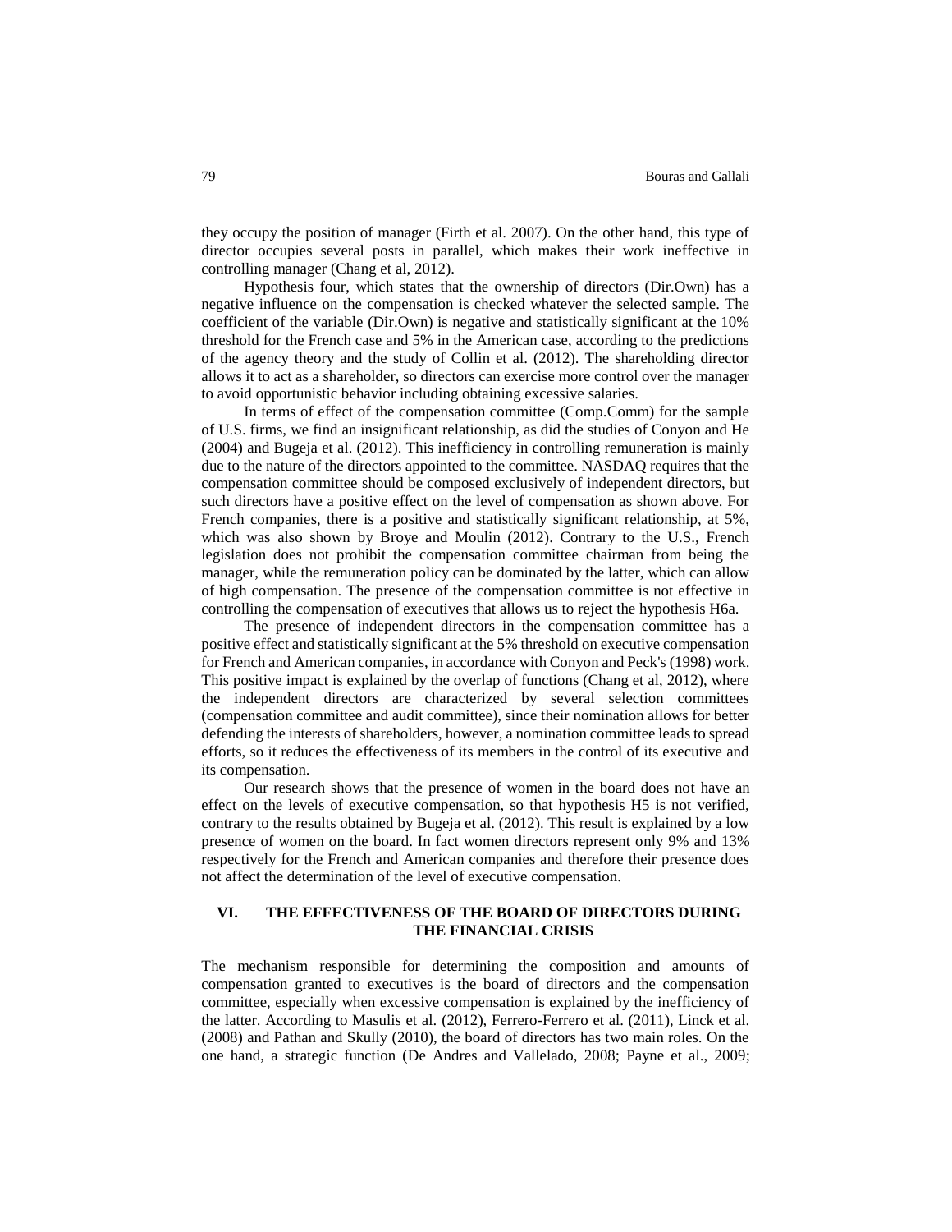they occupy the position of manager (Firth et al. 2007). On the other hand, this type of director occupies several posts in parallel, which makes their work ineffective in controlling manager (Chang et al, 2012).

Hypothesis four, which states that the ownership of directors (Dir.Own) has a negative influence on the compensation is checked whatever the selected sample. The coefficient of the variable (Dir.Own) is negative and statistically significant at the 10% threshold for the French case and 5% in the American case, according to the predictions of the agency theory and the study of Collin et al. (2012). The shareholding director allows it to act as a shareholder, so directors can exercise more control over the manager to avoid opportunistic behavior including obtaining excessive salaries.

In terms of effect of the compensation committee (Comp.Comm) for the sample of U.S. firms, we find an insignificant relationship, as did the studies of Conyon and He (2004) and Bugeja et al. (2012). This inefficiency in controlling remuneration is mainly due to the nature of the directors appointed to the committee. NASDAQ requires that the compensation committee should be composed exclusively of independent directors, but such directors have a positive effect on the level of compensation as shown above. For French companies, there is a positive and statistically significant relationship, at 5%, which was also shown by Broye and Moulin (2012). Contrary to the U.S., French legislation does not prohibit the compensation committee chairman from being the manager, while the remuneration policy can be dominated by the latter, which can allow of high compensation. The presence of the compensation committee is not effective in controlling the compensation of executives that allows us to reject the hypothesis H6a.

The presence of independent directors in the compensation committee has a positive effect and statistically significant at the 5% threshold on executive compensation for French and American companies, in accordance with Conyon and Peck's (1998) work. This positive impact is explained by the overlap of functions (Chang et al, 2012), where the independent directors are characterized by several selection committees (compensation committee and audit committee), since their nomination allows for better defending the interests of shareholders, however, a nomination committee leads to spread efforts, so it reduces the effectiveness of its members in the control of its executive and its compensation.

Our research shows that the presence of women in the board does not have an effect on the levels of executive compensation, so that hypothesis H5 is not verified, contrary to the results obtained by Bugeja et al. (2012). This result is explained by a low presence of women on the board. In fact women directors represent only 9% and 13% respectively for the French and American companies and therefore their presence does not affect the determination of the level of executive compensation.

## VI. THE EFFECTIVENESS OF THE BOARD OF DIRECTORS DURING THE FINANCIAL CRISIS

The mechanism responsible for determining the composition and amounts of compensation granted to executives is the board of directors and the compensation committee, especially when excessive compensation is explained by the inefficiency of the latter. According to Masulis et al. (2012), Ferrero-Ferrero et al. (2011), Linck et al. (2008) and Pathan and Skully (2010), the board of directors has two main roles. On the one hand, a strategic function (De Andres and Vallelado, 2008; Payne et al., 2009;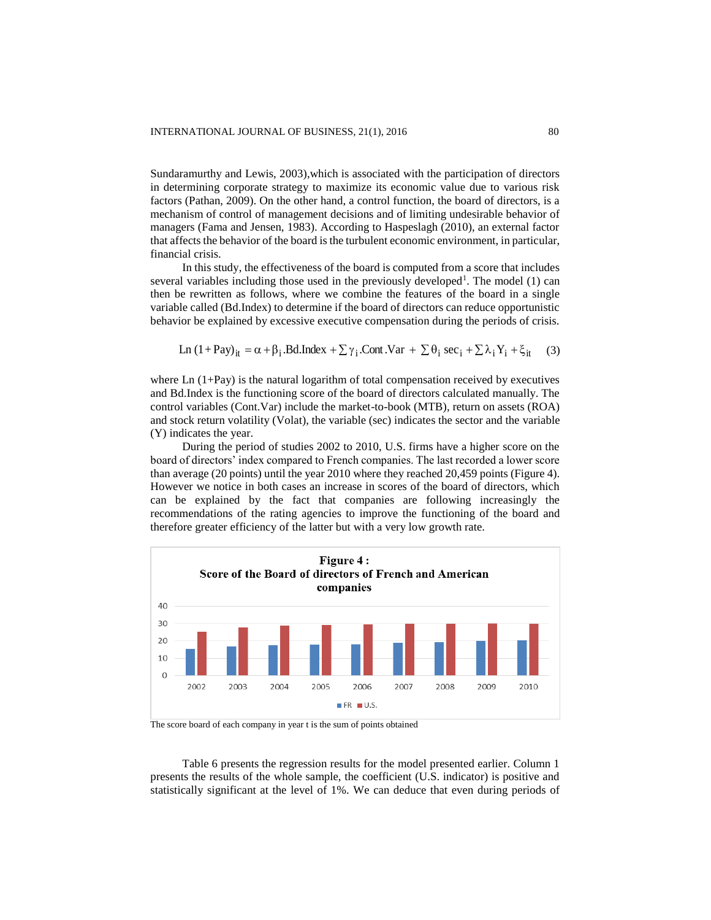Sundaramurthy and Lewis, 2003),which is associated with the participation of directors in determining corporate strategy to maximize its economic value due to various risk factors (Pathan, 2009). On the other hand, a control function, the board of directors, is a mechanism of control of management decisions and of limiting undesirable behavior of managers (Fama and Jensen, 1983). According to Haspeslagh (2010), an external factor that affects the behavior of the board is the turbulent economic environment, in particular, financial crisis.

In this study, the effectiveness of the board is computed from a score that includes several variables including those used in the previously developed[1]. The model (1) can then be rewritten as follows, where we combine the features of the board in a single variable called (Bd.Index) to determine if the board of directors can reduce opportunistic behavior be explained by excessive executive compensation during the periods of crisis.

$$\text{Ln}\,(1+\text{Pay})_{it} = \alpha + \beta_i.\text{Bd.Index} + \sum \gamma_i.\text{Cont.Var} + \sum \theta_i\, \text{sec}_i + \sum \lambda_i \text{Y}_i + \xi_{it} \quad (3)$$

where Ln (1+Pay) is the natural logarithm of total compensation received by executives and Bd.Index is the functioning score of the board of directors calculated manually. The control variables (Cont.Var) include the market-to-book (MTB), return on assets (ROA) and stock return volatility (Volat), the variable (sec) indicates the sector and the variable (Y) indicates the year.

During the period of studies 2002 to 2010, U.S. firms have a higher score on the board of directors' index compared to French companies. The last recorded a lower score than average (20 points) until the year 2010 where they reached 20,459 points (Figure 4). However we notice in both cases an increase in scores of the board of directors, which can be explained by the fact that companies are following increasingly the recommendations of the rating agencies to improve the functioning of the board and therefore greater efficiency of the latter but with a very low growth rate.

**Figure 4 :**
**Score of the Board of directors of French and American companies**

The score board of each company in year t is the sum of points obtained

Table 6 presents the regression results for the model presented earlier. Column 1 presents the results of the whole sample, the coefficient (U.S. indicator) is positive and statistically significant at the level of 1%. We can deduce that even during periods of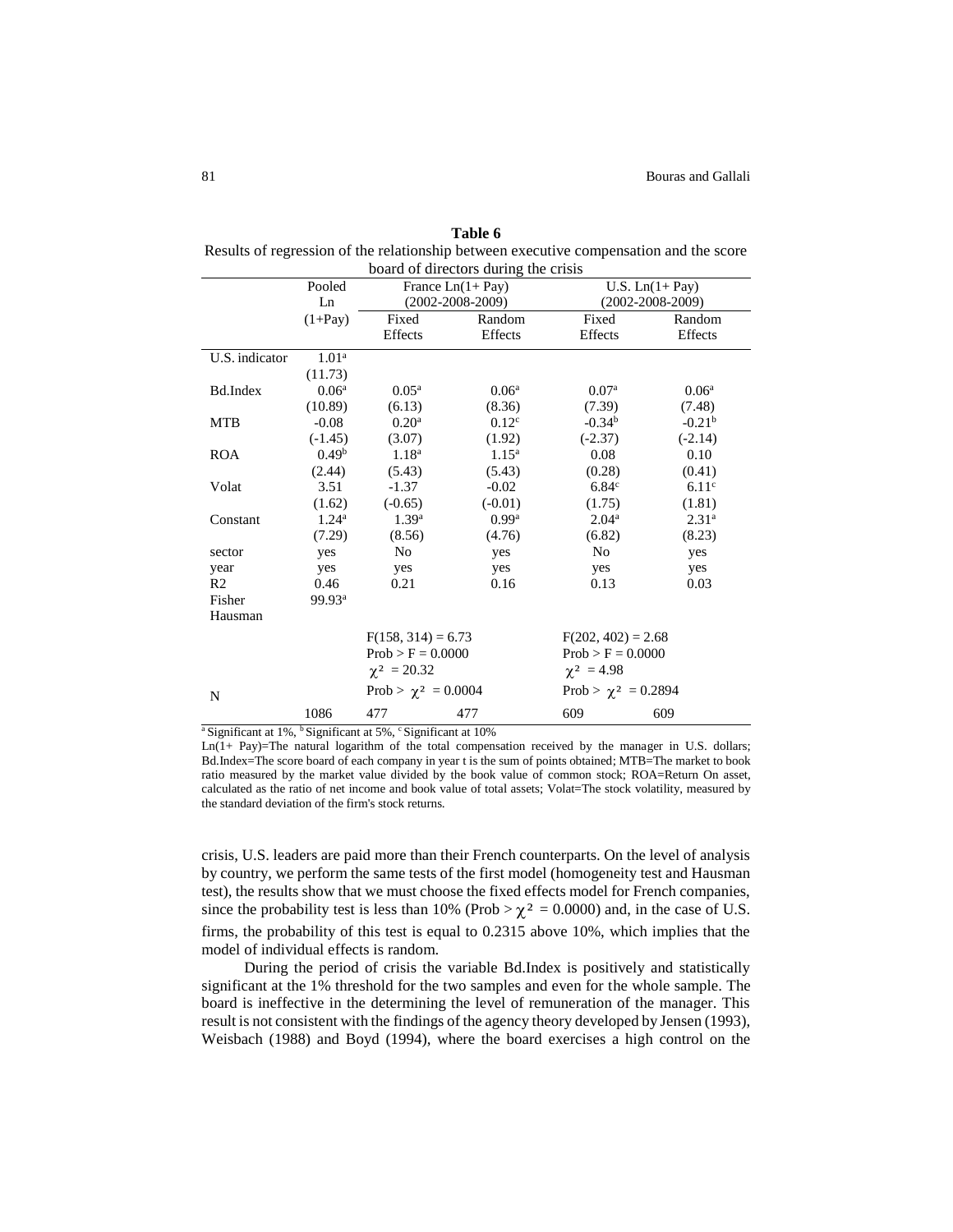**Table 6**

Results of regression of the relationship between executive compensation and the score board of directors during the crisis

| | Pooled Ln (1+Pay) | France Ln(1+ Pay) (2002-2008-2009) | | U.S. Ln(1+ Pay) (2002-2008-2009) | |
|---|---|---|---|---|---|
| | | Fixed Effects | Random Effects | Fixed Effects | Random Effects |
| U.S. indicator | 1.01[a] | | | | |
| | (11.73) | | | | |
| Bd.Index | 0.06[a] | 0.05[a] | 0.06[a] | 0.07[a] | 0.06[a] |
| | (10.89) | (6.13) | (8.36) | (7.39) | (7.48) |
| MTB | -0.08 | 0.20[a] | 0.12[c] | -0.34[b] | -0.21[b] |
| | (-1.45) | (3.07) | (1.92) | (-2.37) | (-2.14) |
| ROA | 0.49[b] | 1.18[a] | 1.15[a] | 0.08 | 0.10 |
| | (2.44) | (5.43) | (5.43) | (0.28) | (0.41) |
| Volat | 3.51 | -1.37 | -0.02 | 6.84[c] | 6.11[c] |
| | (1.62) | (-0.65) | (-0.01) | (1.75) | (1.81) |
| Constant | 1.24[a] | 1.39[a] | 0.99[a] | 2.04[a] | 2.31[a] |
| | (7.29) | (8.56) | (4.76) | (6.82) | (8.23) |
| sector | yes | No | yes | No | yes |
| year | yes | yes | yes | yes | yes |
| R2 | 0.46 | 0.21 | 0.16 | 0.13 | 0.03 |
| Fisher | 99.93[a] | | | | |
| Hausman | | | | | |
| | | $F(158, 314) = 6.73$ | | $F(202, 402) = 2.68$ | |
| | | $Prob > F = 0.0000$ | | $Prob > F = 0.0000$ | |
| | | $\chi^2 = 20.32$ | | $\chi^2 = 4.98$ | |
| N | | $Prob > \chi^2 = 0.0004$ | | $Prob > \chi^2 = 0.2894$ | |
| | 1086 | 477 | 477 | 609 | 609 |

[a] Significant at 1%, [b] Significant at 5%, [c] Significant at 10%

Ln(1+ Pay)=The natural logarithm of the total compensation received by the manager in U.S. dollars; Bd.Index=The score board of each company in year t is the sum of points obtained; MTB=The market to book ratio measured by the market value divided by the book value of common stock; ROA=Return On asset, calculated as the ratio of net income and book value of total assets; Volat=The stock volatility, measured by the standard deviation of the firm's stock returns.

crisis, U.S. leaders are paid more than their French counterparts. On the level of analysis by country, we perform the same tests of the first model (homogeneity test and Hausman test), the results show that we must choose the fixed effects model for French companies, since the probability test is less than 10% ($Prob > \chi^2 = 0.0000$) and, in the case of U.S. firms, the probability of this test is equal to 0.2315 above 10%, which implies that the model of individual effects is random.

During the period of crisis the variable Bd.Index is positively and statistically significant at the 1% threshold for the two samples and even for the whole sample. The board is ineffective in the determining the level of remuneration of the manager. This result is not consistent with the findings of the agency theory developed by Jensen (1993), Weisbach (1988) and Boyd (1994), where the board exercises a high control on the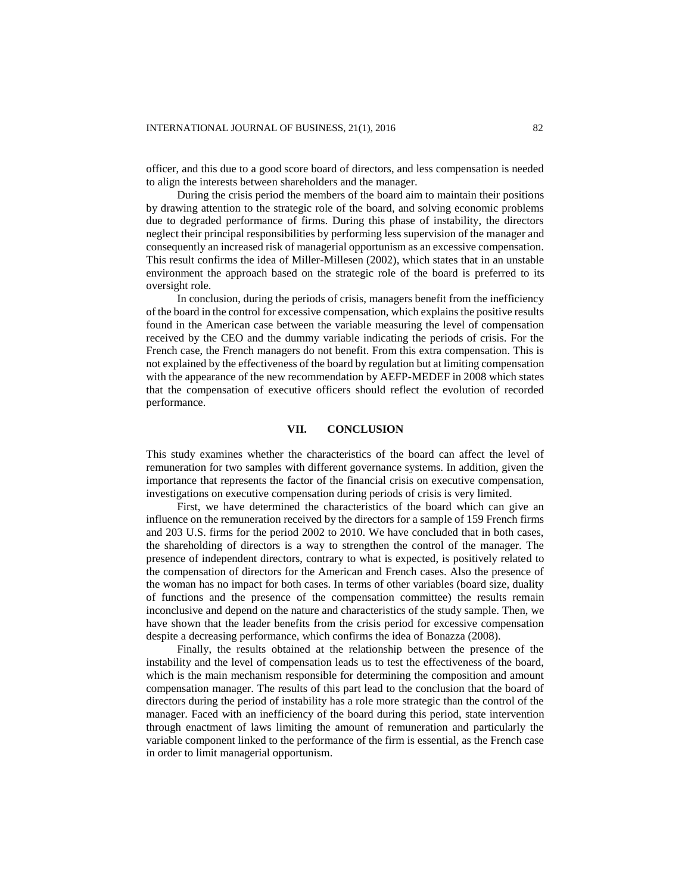officer, and this due to a good score board of directors, and less compensation is needed to align the interests between shareholders and the manager.

During the crisis period the members of the board aim to maintain their positions by drawing attention to the strategic role of the board, and solving economic problems due to degraded performance of firms. During this phase of instability, the directors neglect their principal responsibilities by performing less supervision of the manager and consequently an increased risk of managerial opportunism as an excessive compensation. This result confirms the idea of Miller-Millesen (2002), which states that in an unstable environment the approach based on the strategic role of the board is preferred to its oversight role.

In conclusion, during the periods of crisis, managers benefit from the inefficiency of the board in the control for excessive compensation, which explains the positive results found in the American case between the variable measuring the level of compensation received by the CEO and the dummy variable indicating the periods of crisis. For the French case, the French managers do not benefit. From this extra compensation. This is not explained by the effectiveness of the board by regulation but at limiting compensation with the appearance of the new recommendation by AEFP-MEDEF in 2008 which states that the compensation of executive officers should reflect the evolution of recorded performance.

## VII. CONCLUSION

This study examines whether the characteristics of the board can affect the level of remuneration for two samples with different governance systems. In addition, given the importance that represents the factor of the financial crisis on executive compensation, investigations on executive compensation during periods of crisis is very limited.

First, we have determined the characteristics of the board which can give an influence on the remuneration received by the directors for a sample of 159 French firms and 203 U.S. firms for the period 2002 to 2010. We have concluded that in both cases, the shareholding of directors is a way to strengthen the control of the manager. The presence of independent directors, contrary to what is expected, is positively related to the compensation of directors for the American and French cases. Also the presence of the woman has no impact for both cases. In terms of other variables (board size, duality of functions and the presence of the compensation committee) the results remain inconclusive and depend on the nature and characteristics of the study sample. Then, we have shown that the leader benefits from the crisis period for excessive compensation despite a decreasing performance, which confirms the idea of Bonazza (2008).

Finally, the results obtained at the relationship between the presence of the instability and the level of compensation leads us to test the effectiveness of the board, which is the main mechanism responsible for determining the composition and amount compensation manager. The results of this part lead to the conclusion that the board of directors during the period of instability has a role more strategic than the control of the manager. Faced with an inefficiency of the board during this period, state intervention through enactment of laws limiting the amount of remuneration and particularly the variable component linked to the performance of the firm is essential, as the French case in order to limit managerial opportunism.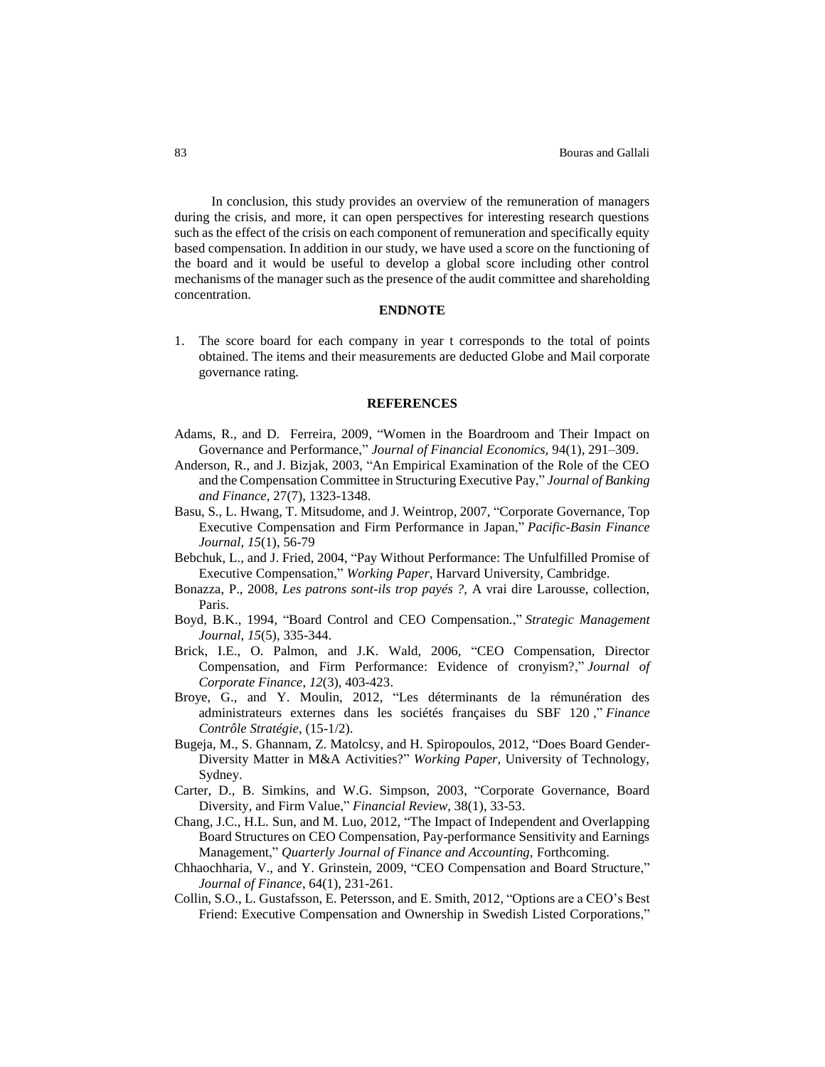In conclusion, this study provides an overview of the remuneration of managers during the crisis, and more, it can open perspectives for interesting research questions such as the effect of the crisis on each component of remuneration and specifically equity based compensation. In addition in our study, we have used a score on the functioning of the board and it would be useful to develop a global score including other control mechanisms of the manager such as the presence of the audit committee and shareholding concentration.

## ENDNOTE

1. The score board for each company in year t corresponds to the total of points obtained. The items and their measurements are deducted Globe and Mail corporate governance rating.

## REFERENCES

Adams, R., and D. Ferreira, 2009, "Women in the Boardroom and Their Impact on Governance and Performance," *Journal of Financial Economics,* 94(1), 291–309.

Anderson, R., and J. Bizjak, 2003, "An Empirical Examination of the Role of the CEO and the Compensation Committee in Structuring Executive Pay," *Journal of Banking and Finance,* 27(7), 1323-1348.

Basu, S., L. Hwang, T. Mitsudome, and J. Weintrop, 2007, "Corporate Governance, Top Executive Compensation and Firm Performance in Japan," *Pacific-Basin Finance Journal*, *15*(1), 56-79

Bebchuk, L., and J. Fried, 2004, "Pay Without Performance: The Unfulfilled Promise of Executive Compensation," *Working Paper*, Harvard University, Cambridge.

Bonazza, P., 2008, *Les patrons sont-ils trop payés ?*, A vrai dire Larousse, collection, Paris.

Boyd, B.K., 1994, "Board Control and CEO Compensation.," *Strategic Management Journal*, *15*(5), 335-344.

Brick, I.E., O. Palmon, and J.K. Wald, 2006, "CEO Compensation, Director Compensation, and Firm Performance: Evidence of cronyism?," *Journal of Corporate Finance*, *12*(3), 403-423.

Broye, G., and Y. Moulin, 2012, "Les déterminants de la rémunération des administrateurs externes dans les sociétés françaises du SBF 120 ," *Finance Contrôle Stratégie,* (15-1/2).

Bugeja, M., S. Ghannam, Z. Matolcsy, and H. Spiropoulos, 2012, "Does Board Gender-Diversity Matter in M&A Activities?" *Working Paper*, University of Technology, Sydney.

Carter, D., B. Simkins, and W.G. Simpson, 2003, "Corporate Governance, Board Diversity, and Firm Value," *Financial Review,* 38(1), 33-53.

Chang, J.C., H.L. Sun, and M. Luo, 2012, "The Impact of Independent and Overlapping Board Structures on CEO Compensation, Pay-performance Sensitivity and Earnings Management," *Quarterly Journal of Finance and Accounting,* Forthcoming.

Chhaochharia, V., and Y. Grinstein, 2009, "CEO Compensation and Board Structure," *Journal of Finance*, 64(1), 231-261.

Collin, S.O., L. Gustafsson, E. Petersson, and E. Smith, 2012, "Options are a CEO's Best Friend: Executive Compensation and Ownership in Swedish Listed Corporations,"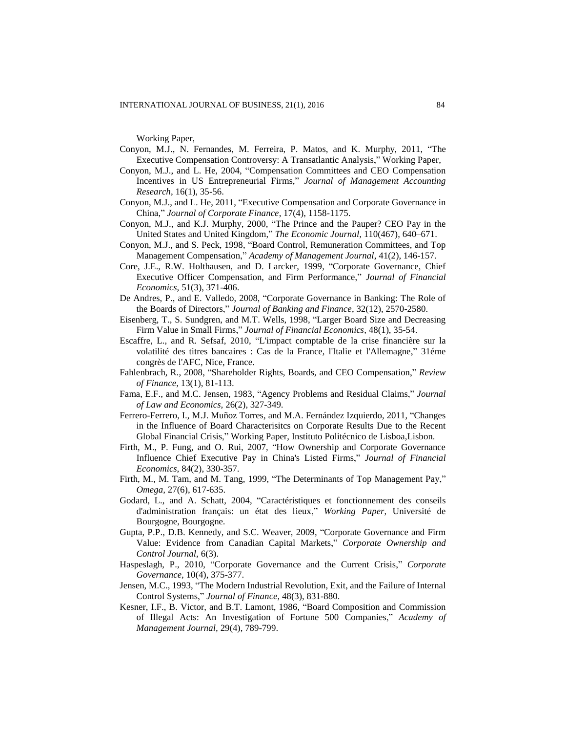Working Paper,

Conyon, M.J., N. Fernandes, M. Ferreira, P. Matos, and K. Murphy, 2011, "The Executive Compensation Controversy: A Transatlantic Analysis," Working Paper,

Conyon, M.J., and L. He, 2004, "Compensation Committees and CEO Compensation Incentives in US Entrepreneurial Firms," *Journal of Management Accounting Research*, 16(1), 35-56.

Conyon, M.J., and L. He, 2011, "Executive Compensation and Corporate Governance in China," *Journal of Corporate Finance*, 17(4), 1158-1175.

Conyon, M.J., and K.J. Murphy, 2000, "The Prince and the Pauper? CEO Pay in the United States and United Kingdom," *The Economic Journal*, 110(467), 640–671.

Conyon, M.J., and S. Peck, 1998, "Board Control, Remuneration Committees, and Top Management Compensation," *Academy of Management Journal*, 41(2), 146-157.

Core, J.E., R.W. Holthausen, and D. Larcker, 1999, "Corporate Governance, Chief Executive Officer Compensation, and Firm Performance," *Journal of Financial Economics,* 51(3), 371-406.

De Andres, P., and E. Valledo, 2008, "Corporate Governance in Banking: The Role of the Boards of Directors," *Journal of Banking and Finance*, 32(12), 2570-2580.

Eisenberg, T., S. Sundgren, and M.T. Wells, 1998, "Larger Board Size and Decreasing Firm Value in Small Firms," *Journal of Financial Economics,* 48(1), 35-54.

Escaffre, L., and R. Sefsaf, 2010, "L'impact comptable de la crise financière sur la volatilité des titres bancaires : Cas de la France, l'Italie et l'Allemagne," 31éme congrès de l'AFC, Nice, France.

Fahlenbrach, R., 2008, "Shareholder Rights, Boards, and CEO Compensation," *Review of Finance*, 13(1), 81-113.

Fama, E.F., and M.C. Jensen, 1983, "Agency Problems and Residual Claims," *Journal of Law and Economics,* 26(2), 327-349.

Ferrero-Ferrero, I., M.J. Muñoz Torres, and M.A. Fernández Izquierdo, 2011, "Changes in the Influence of Board Characterisitcs on Corporate Results Due to the Recent Global Financial Crisis," Working Paper, Instituto Politécnico de Lisboa,Lisbon.

Firth, M., P. Fung, and O. Rui, 2007, "How Ownership and Corporate Governance Influence Chief Executive Pay in China's Listed Firms," *Journal of Financial Economics,* 84(2), 330-357.

Firth, M., M. Tam, and M. Tang, 1999, "The Determinants of Top Management Pay," *Omega,* 27(6), 617-635.

Godard, L., and A. Schatt, 2004, "Caractéristiques et fonctionnement des conseils d'administration français: un état des lieux," *Working Paper*, Université de Bourgogne, Bourgogne.

Gupta, P.P., D.B. Kennedy, and S.C. Weaver, 2009, "Corporate Governance and Firm Value: Evidence from Canadian Capital Markets," *Corporate Ownership and Control Journal*, 6(3).

Haspeslagh, P., 2010, "Corporate Governance and the Current Crisis," *Corporate Governance,* 10(4), 375-377.

Jensen, M.C., 1993, "The Modern Industrial Revolution, Exit, and the Failure of Internal Control Systems," *Journal of Finance,* 48(3), 831-880.

Kesner, I.F., B. Victor, and B.T. Lamont, 1986, "Board Composition and Commission of Illegal Acts: An Investigation of Fortune 500 Companies," *Academy of Management Journal*, 29(4), 789-799.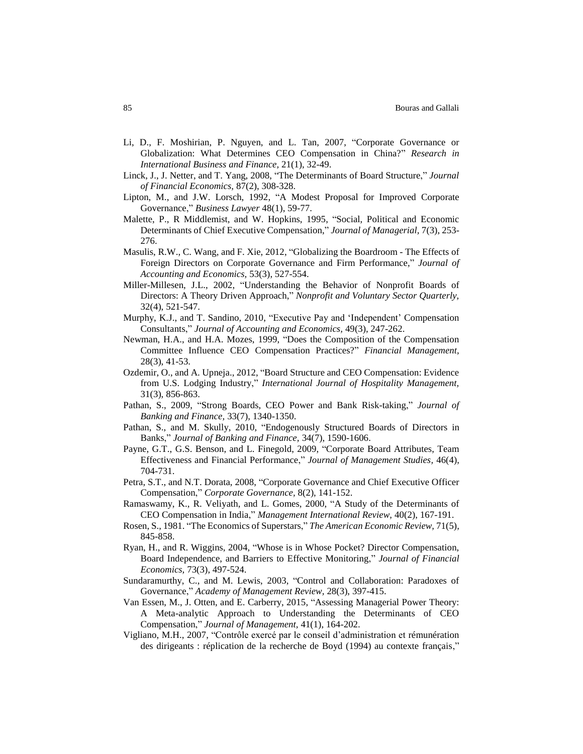Li, D., F. Moshirian, P. Nguyen, and L. Tan, 2007, "Corporate Governance or Globalization: What Determines CEO Compensation in China?" *Research in International Business and Finance,* 21(1), 32-49.

Linck, J., J. Netter, and T. Yang, 2008, "The Determinants of Board Structure," *Journal of Financial Economics,* 87(2), 308-328.

Lipton, M., and J.W. Lorsch, 1992, "A Modest Proposal for Improved Corporate Governance," *Business Lawyer* 48(1), 59-77.

Malette, P., R Middlemist, and W. Hopkins, 1995, "Social, Political and Economic Determinants of Chief Executive Compensation," *Journal of Managerial,* 7(3), 253-276.

Masulis, R.W., C. Wang, and F. Xie, 2012, "Globalizing the Boardroom - The Effects of Foreign Directors on Corporate Governance and Firm Performance," *Journal of Accounting and Economics,* 53(3), 527-554.

Miller-Millesen, J.L., 2002, "Understanding the Behavior of Nonprofit Boards of Directors: A Theory Driven Approach," *Nonprofit and Voluntary Sector Quarterly,* 32(4), 521-547.

Murphy, K.J., and T. Sandino, 2010, "Executive Pay and 'Independent' Compensation Consultants," *Journal of Accounting and Economics,* 49(3), 247-262.

Newman, H.A., and H.A. Mozes, 1999, "Does the Composition of the Compensation Committee Influence CEO Compensation Practices?" *Financial Management,* 28(3), 41-53.

Ozdemir, O., and A. Upneja., 2012, "Board Structure and CEO Compensation: Evidence from U.S. Lodging Industry," *International Journal of Hospitality Management,* 31(3), 856-863.

Pathan, S., 2009, "Strong Boards, CEO Power and Bank Risk-taking," *Journal of Banking and Finance,* 33(7), 1340-1350.

Pathan, S., and M. Skully, 2010, "Endogenously Structured Boards of Directors in Banks," *Journal of Banking and Finance,* 34(7), 1590-1606.

Payne, G.T., G.S. Benson, and L. Finegold, 2009, "Corporate Board Attributes, Team Effectiveness and Financial Performance," *Journal of Management Studies,* 46(4), 704-731.

Petra, S.T., and N.T. Dorata, 2008, "Corporate Governance and Chief Executive Officer Compensation," *Corporate Governance,* 8(2), 141-152.

Ramaswamy, K., R. Veliyath, and L. Gomes, 2000, "A Study of the Determinants of CEO Compensation in India," *Management International Review,* 40(2), 167-191.

Rosen, S., 1981. "The Economics of Superstars," *The American Economic Review,* 71(5), 845-858.

Ryan, H., and R. Wiggins, 2004, "Whose is in Whose Pocket? Director Compensation, Board Independence, and Barriers to Effective Monitoring," *Journal of Financial Economics,* 73(3), 497-524.

Sundaramurthy, C., and M. Lewis, 2003, "Control and Collaboration: Paradoxes of Governance," *Academy of Management Review,* 28(3), 397-415.

Van Essen, M., J. Otten, and E. Carberry, 2015, "Assessing Managerial Power Theory: A Meta-analytic Approach to Understanding the Determinants of CEO Compensation," *Journal of Management,* 41(1), 164-202.

Vigliano, M.H., 2007, "Contrôle exercé par le conseil d'administration et rémunération des dirigeants : réplication de la recherche de Boyd (1994) au contexte français,"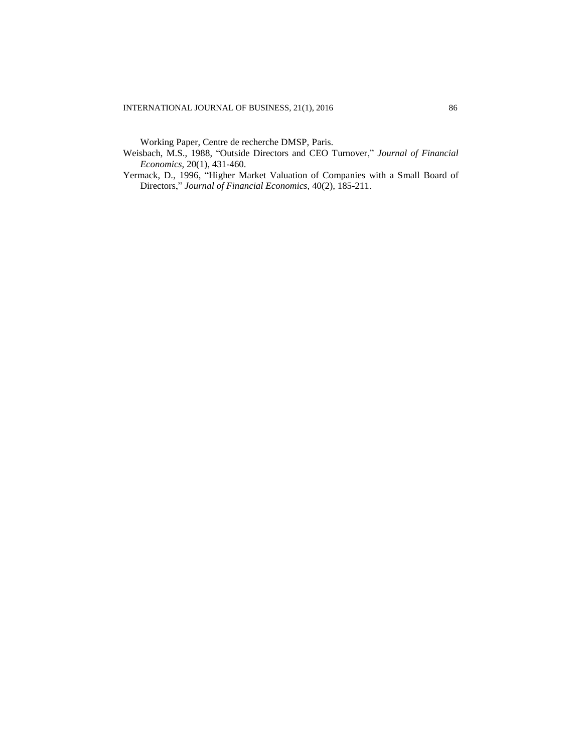Working Paper, Centre de recherche DMSP, Paris.

Weisbach, M.S., 1988, "Outside Directors and CEO Turnover," *Journal of Financial Economics*, 20(1), 431-460.

Yermack, D., 1996, "Higher Market Valuation of Companies with a Small Board of Directors," *Journal of Financial Economics*, 40(2), 185-211.